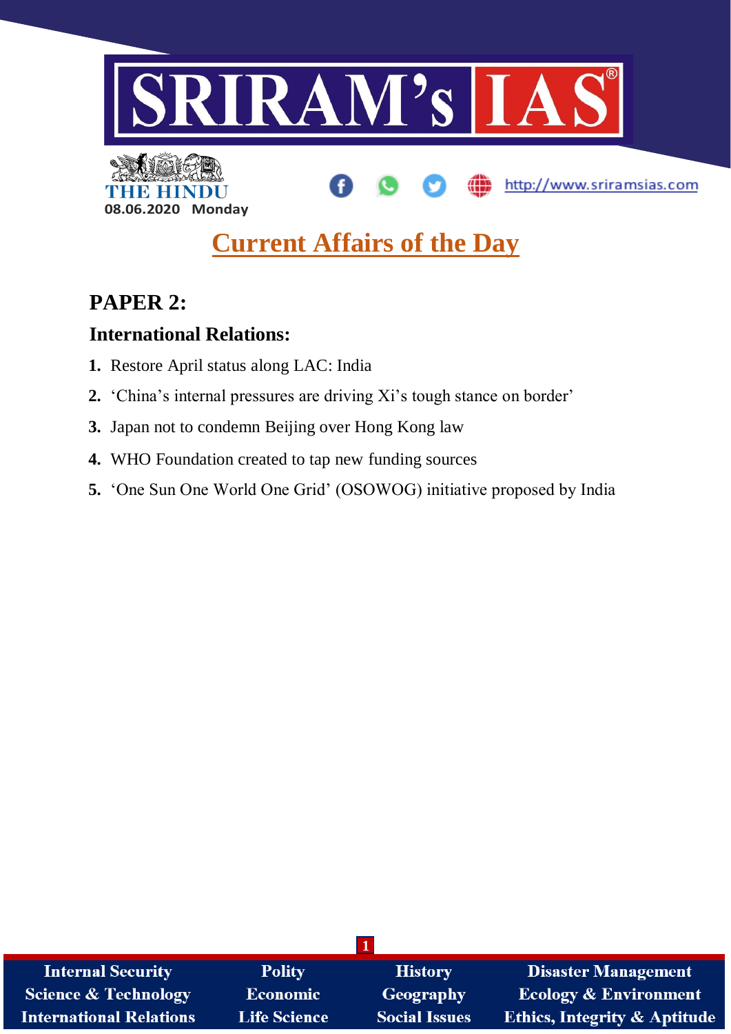THE HINDU

08.06.2020 Monday

# Current Affairs of the Day

## PAPER 2:

### International Relations:

1. Restore April status along LAC: India
2. 'China's internal pressures are driving Xi's tough stance on border'
3. Japan not to condemn Beijing over Hong Kong law
4. WHO Foundation created to tap new funding sources
5. 'One Sun One World One Grid' (OSOWOG) initiative proposed by India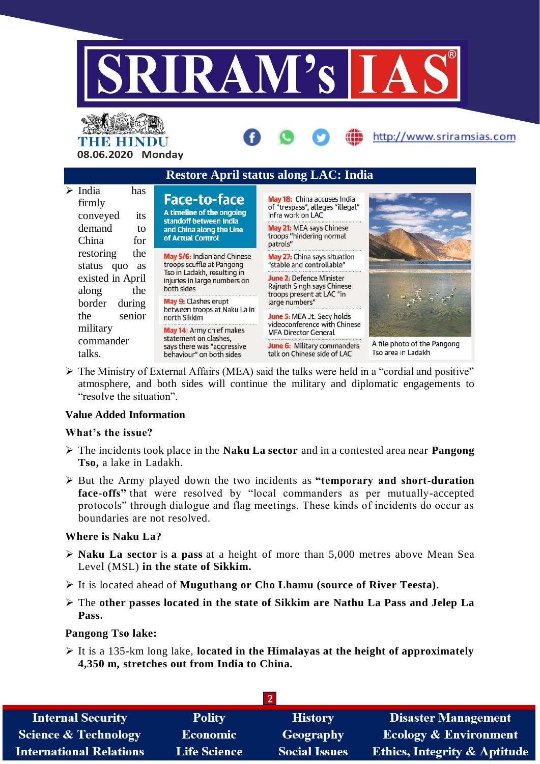## Restore April status along LAC: India

- India has firmly conveyed its demand to China for restoring the status quo as existed in April along the border during the senior military commander talks.

**Face-to-face**

**A timeline of the ongoing standoff between India and China along the Line of Actual Control**

**May 5/6:** Indian and Chinese troops scuffle at Pangong Tso in Ladakh, resulting in injuries in large numbers on both sides

**May 9:** Clashes erupt between troops at Naku La in north Sikkim

**May 14:** Army chief makes statement on clashes, says there was "aggressive behaviour" on both sides

**May 18:** China accuses India of "trespass", alleges "illegal" infra work on LAC

**May 21:** MEA says Chinese troops "hindering normal patrols"

**May 27:** China says situation "stable and controllable"

**June 2:** Defence Minister Rajnath Singh says Chinese troops present at LAC "in large numbers"

**June 5:** MEA Jt. Secy holds videoconference with Chinese MFA Director General

**June 6:** Military commanders talk on Chinese side of LAC

A file photo of the Pangong Tso area in Ladakh

- The Ministry of External Affairs (MEA) said the talks were held in a "cordial and positive" atmosphere, and both sides will continue the military and diplomatic engagements to "resolve the situation".

**Value Added Information**

**What's the issue?**

- The incidents took place in the **Naku La sector** and in a contested area near **Pangong Tso,** a lake in Ladakh.
- But the Army played down the two incidents as **"temporary and short-duration face-offs"** that were resolved by "local commanders as per mutually-accepted protocols" through dialogue and flag meetings. These kinds of incidents do occur as boundaries are not resolved.

**Where is Naku La?**

- **Naku La sector** is **a pass** at a height of more than 5,000 metres above Mean Sea Level (MSL) **in the state of Sikkim.**
- It is located ahead of **Muguthang or Cho Lhamu (source of River Teesta).**
- The **other passes located in the state of Sikkim are Nathu La Pass and Jelep La Pass.**

**Pangong Tso lake:**

- It is a 135-km long lake, **located in the Himalayas at the height of approximately 4,350 m, stretches out from India to China.**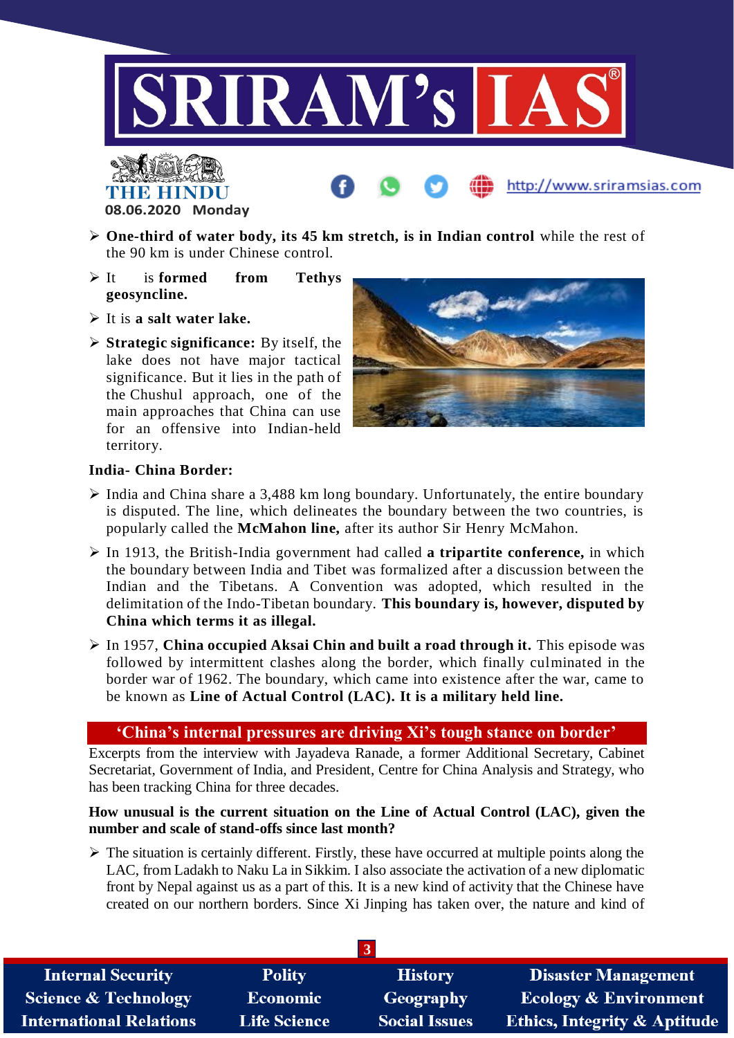- **One-third of water body, its 45 km stretch, is in Indian control** while the rest of the 90 km is under Chinese control.
- It is **formed from Tethys geosyncline.**
- It is **a salt water lake.**
- **Strategic significance:** By itself, the lake does not have major tactical significance. But it lies in the path of the Chushul approach, one of the main approaches that China can use for an offensive into Indian-held territory.

**India- China Border:**

- India and China share a 3,488 km long boundary. Unfortunately, the entire boundary is disputed. The line, which delineates the boundary between the two countries, is popularly called the **McMahon line,** after its author Sir Henry McMahon.
- In 1913, the British-India government had called **a tripartite conference,** in which the boundary between India and Tibet was formalized after a discussion between the Indian and the Tibetans. A Convention was adopted, which resulted in the delimitation of the Indo-Tibetan boundary. **This boundary is, however, disputed by China which terms it as illegal.**
- In 1957, **China occupied Aksai Chin and built a road through it.** This episode was followed by intermittent clashes along the border, which finally culminated in the border war of 1962. The boundary, which came into existence after the war, came to be known as **Line of Actual Control (LAC). It is a military held line.**

## 'China's internal pressures are driving Xi's tough stance on border'

Excerpts from the interview with Jayadeva Ranade, a former Additional Secretary, Cabinet Secretariat, Government of India, and President, Centre for China Analysis and Strategy, who has been tracking China for three decades.

**How unusual is the current situation on the Line of Actual Control (LAC), given the number and scale of stand-offs since last month?**

- The situation is certainly different. Firstly, these have occurred at multiple points along the LAC, from Ladakh to Naku La in Sikkim. I also associate the activation of a new diplomatic front by Nepal against us as a part of this. It is a new kind of activity that the Chinese have created on our northern borders. Since Xi Jinping has taken over, the nature and kind of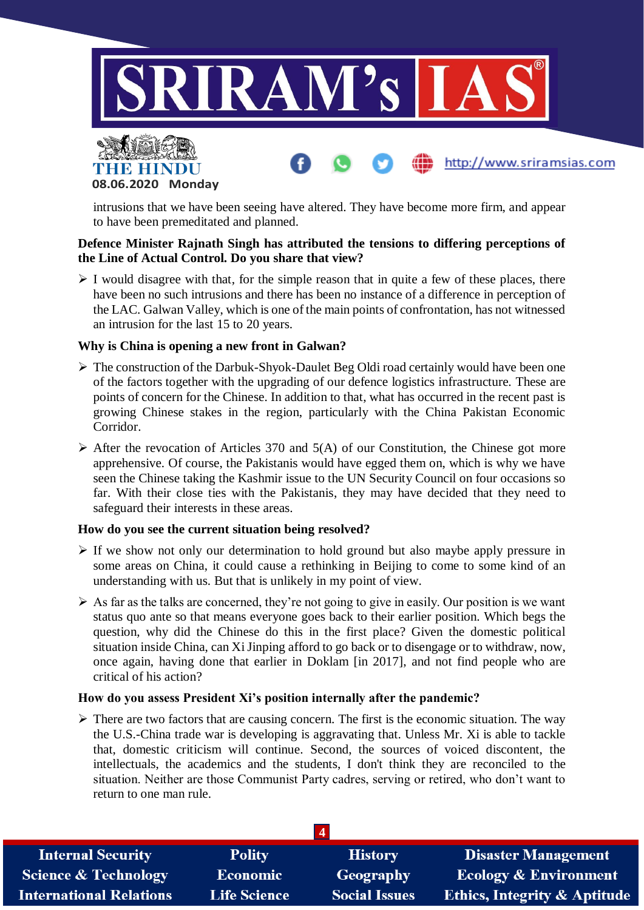intrusions that we have been seeing have altered. They have become more firm, and appear to have been premeditated and planned.

**Defence Minister Rajnath Singh has attributed the tensions to differing perceptions of the Line of Actual Control. Do you share that view?**

- I would disagree with that, for the simple reason that in quite a few of these places, there have been no such intrusions and there has been no instance of a difference in perception of the LAC. Galwan Valley, which is one of the main points of confrontation, has not witnessed an intrusion for the last 15 to 20 years.

**Why is China is opening a new front in Galwan?**

- The construction of the Darbuk-Shyok-Daulet Beg Oldi road certainly would have been one of the factors together with the upgrading of our defence logistics infrastructure. These are points of concern for the Chinese. In addition to that, what has occurred in the recent past is growing Chinese stakes in the region, particularly with the China Pakistan Economic Corridor.
- After the revocation of Articles 370 and 5(A) of our Constitution, the Chinese got more apprehensive. Of course, the Pakistanis would have egged them on, which is why we have seen the Chinese taking the Kashmir issue to the UN Security Council on four occasions so far. With their close ties with the Pakistanis, they may have decided that they need to safeguard their interests in these areas.

**How do you see the current situation being resolved?**

- If we show not only our determination to hold ground but also maybe apply pressure in some areas on China, it could cause a rethinking in Beijing to come to some kind of an understanding with us. But that is unlikely in my point of view.
- As far as the talks are concerned, they're not going to give in easily. Our position is we want status quo ante so that means everyone goes back to their earlier position. Which begs the question, why did the Chinese do this in the first place? Given the domestic political situation inside China, can Xi Jinping afford to go back or to disengage or to withdraw, now, once again, having done that earlier in Doklam [in 2017], and not find people who are critical of his action?

**How do you assess President Xi's position internally after the pandemic?**

- There are two factors that are causing concern. The first is the economic situation. The way the U.S.-China trade war is developing is aggravating that. Unless Mr. Xi is able to tackle that, domestic criticism will continue. Second, the sources of voiced discontent, the intellectuals, the academics and the students, I don't think they are reconciled to the situation. Neither are those Communist Party cadres, serving or retired, who don't want to return to one man rule.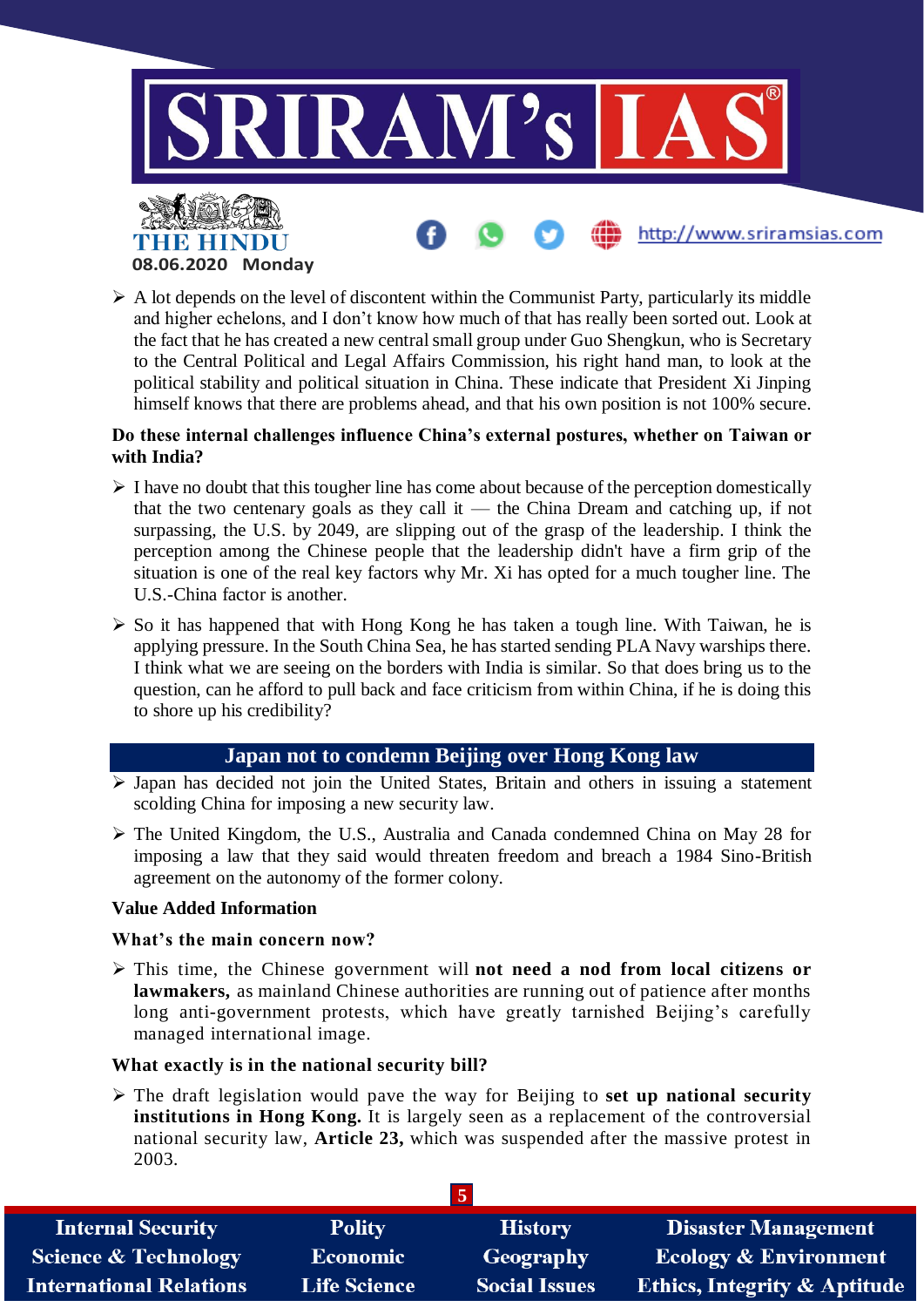- A lot depends on the level of discontent within the Communist Party, particularly its middle and higher echelons, and I don't know how much of that has really been sorted out. Look at the fact that he has created a new central small group under Guo Shengkun, who is Secretary to the Central Political and Legal Affairs Commission, his right hand man, to look at the political stability and political situation in China. These indicate that President Xi Jinping himself knows that there are problems ahead, and that his own position is not 100% secure.

**Do these internal challenges influence China's external postures, whether on Taiwan or with India?**

- I have no doubt that this tougher line has come about because of the perception domestically that the two centenary goals as they call it — the China Dream and catching up, if not surpassing, the U.S. by 2049, are slipping out of the grasp of the leadership. I think the perception among the Chinese people that the leadership didn't have a firm grip of the situation is one of the real key factors why Mr. Xi has opted for a much tougher line. The U.S.-China factor is another.
- So it has happened that with Hong Kong he has taken a tough line. With Taiwan, he is applying pressure. In the South China Sea, he has started sending PLA Navy warships there. I think what we are seeing on the borders with India is similar. So that does bring us to the question, can he afford to pull back and face criticism from within China, if he is doing this to shore up his credibility?

## Japan not to condemn Beijing over Hong Kong law

- Japan has decided not join the United States, Britain and others in issuing a statement scolding China for imposing a new security law.
- The United Kingdom, the U.S., Australia and Canada condemned China on May 28 for imposing a law that they said would threaten freedom and breach a 1984 Sino-British agreement on the autonomy of the former colony.

**Value Added Information**

**What's the main concern now?**

- This time, the Chinese government will **not need a nod from local citizens or lawmakers,** as mainland Chinese authorities are running out of patience after months long anti-government protests, which have greatly tarnished Beijing's carefully managed international image.

**What exactly is in the national security bill?**

- The draft legislation would pave the way for Beijing to **set up national security institutions in Hong Kong.** It is largely seen as a replacement of the controversial national security law, **Article 23,** which was suspended after the massive protest in 2003.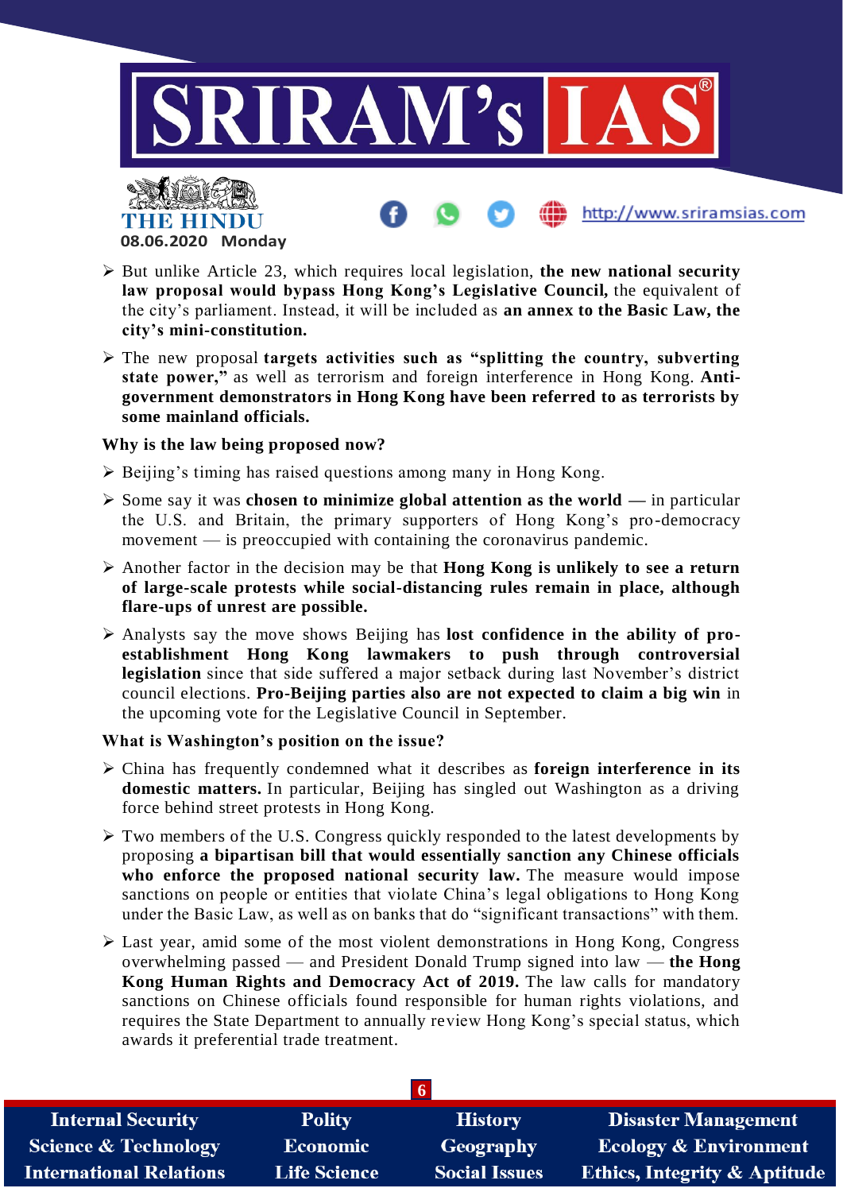- But unlike Article 23, which requires local legislation, **the new national security law proposal would bypass Hong Kong's Legislative Council,** the equivalent of the city's parliament. Instead, it will be included as **an annex to the Basic Law, the city's mini-constitution.**
- The new proposal **targets activities such as "splitting the country, subverting state power,"** as well as terrorism and foreign interference in Hong Kong. **Anti-government demonstrators in Hong Kong have been referred to as terrorists by some mainland officials.**

**Why is the law being proposed now?**

- Beijing's timing has raised questions among many in Hong Kong.
- Some say it was **chosen to minimize global attention as the world** — in particular the U.S. and Britain, the primary supporters of Hong Kong's pro-democracy movement — is preoccupied with containing the coronavirus pandemic.
- Another factor in the decision may be that **Hong Kong is unlikely to see a return of large-scale protests while social-distancing rules remain in place, although flare-ups of unrest are possible.**
- Analysts say the move shows Beijing has **lost confidence in the ability of pro-establishment Hong Kong lawmakers to push through controversial legislation** since that side suffered a major setback during last November's district council elections. **Pro-Beijing parties also are not expected to claim a big win** in the upcoming vote for the Legislative Council in September.

**What is Washington's position on the issue?**

- China has frequently condemned what it describes as **foreign interference in its domestic matters.** In particular, Beijing has singled out Washington as a driving force behind street protests in Hong Kong.
- Two members of the U.S. Congress quickly responded to the latest developments by proposing **a bipartisan bill that would essentially sanction any Chinese officials who enforce the proposed national security law.** The measure would impose sanctions on people or entities that violate China's legal obligations to Hong Kong under the Basic Law, as well as on banks that do "significant transactions" with them.
- Last year, amid some of the most violent demonstrations in Hong Kong, Congress overwhelming passed — and President Donald Trump signed into law — **the Hong Kong Human Rights and Democracy Act of 2019.** The law calls for mandatory sanctions on Chinese officials found responsible for human rights violations, and requires the State Department to annually review Hong Kong's special status, which awards it preferential trade treatment.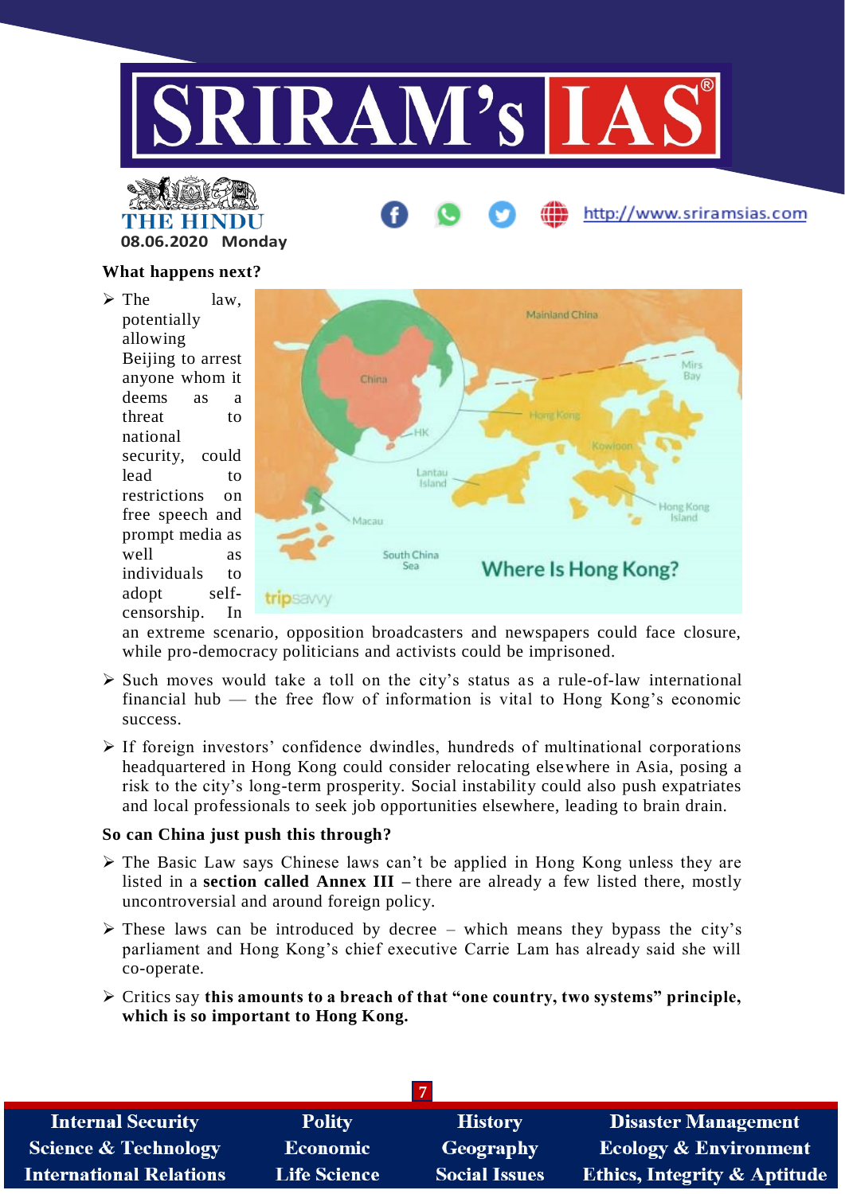## What happens next?

- The law, potentially allowing Beijing to arrest anyone whom it deems as a threat to national security, could lead to restrictions on free speech and prompt media as well as individuals to adopt self-censorship. In an extreme scenario, opposition broadcasters and newspapers could face closure, while pro-democracy politicians and activists could be imprisoned.
- Such moves would take a toll on the city's status as a rule-of-law international financial hub — the free flow of information is vital to Hong Kong's economic success.
- If foreign investors' confidence dwindles, hundreds of multinational corporations headquartered in Hong Kong could consider relocating elsewhere in Asia, posing a risk to the city's long-term prosperity. Social instability could also push expatriates and local professionals to seek job opportunities elsewhere, leading to brain drain.

## So can China just push this through?

- The Basic Law says Chinese laws can't be applied in Hong Kong unless they are listed in a **section called Annex III –** there are already a few listed there, mostly uncontroversial and around foreign policy.
- These laws can be introduced by decree – which means they bypass the city's parliament and Hong Kong's chief executive Carrie Lam has already said she will co-operate.
- Critics say **this amounts to a breach of that "one country, two systems" principle, which is so important to Hong Kong.**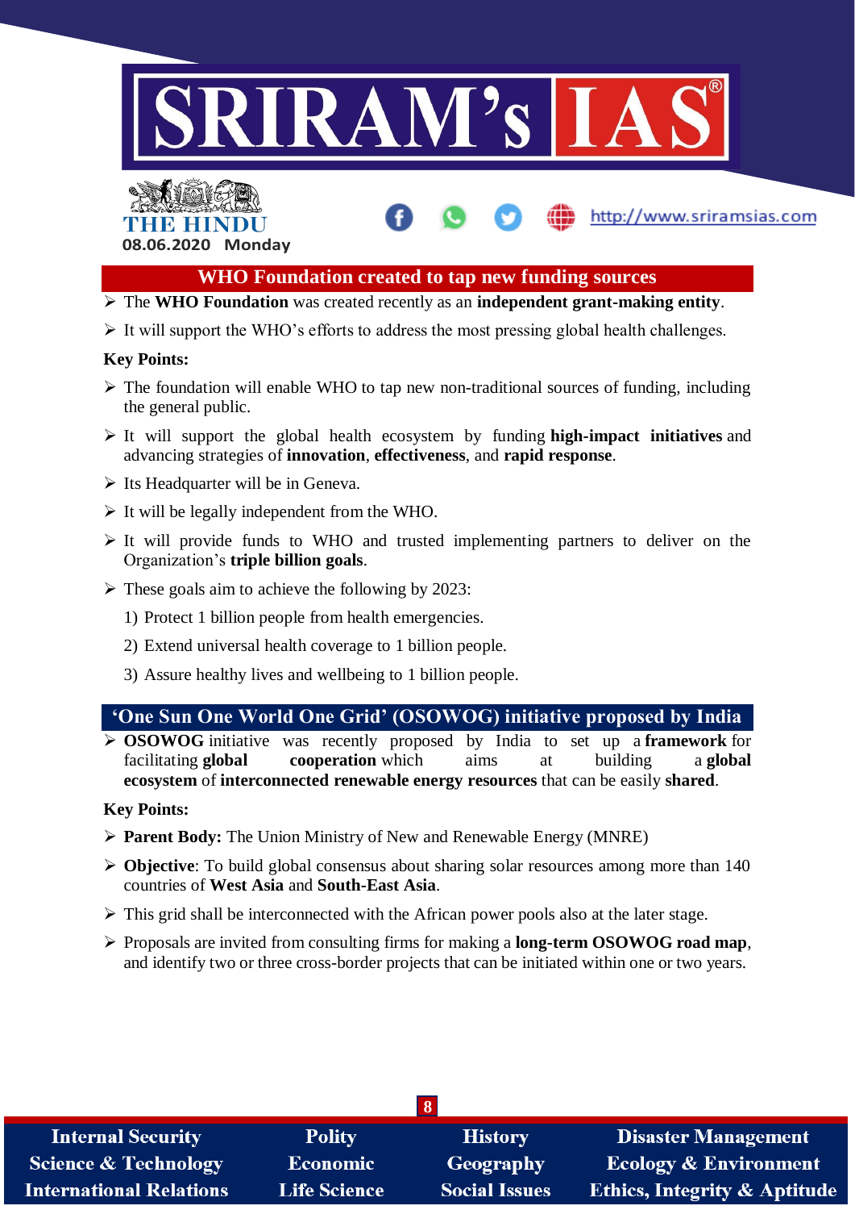## WHO Foundation created to tap new funding sources

- The **WHO Foundation** was created recently as an **independent grant-making entity**.
- It will support the WHO's efforts to address the most pressing global health challenges.

**Key Points:**

- The foundation will enable WHO to tap new non-traditional sources of funding, including the general public.
- It will support the global health ecosystem by funding **high-impact initiatives** and advancing strategies of **innovation**, **effectiveness**, and **rapid response**.
- Its Headquarter will be in Geneva.
- It will be legally independent from the WHO.
- It will provide funds to WHO and trusted implementing partners to deliver on the Organization's **triple billion goals**.
- These goals aim to achieve the following by 2023:
  1) Protect 1 billion people from health emergencies.
  2) Extend universal health coverage to 1 billion people.
  3) Assure healthy lives and wellbeing to 1 billion people.

## 'One Sun One World One Grid' (OSOWOG) initiative proposed by India

- **OSOWOG** initiative was recently proposed by India to set up a **framework** for facilitating **global cooperation** which aims at building a **global ecosystem** of **interconnected renewable energy resources** that can be easily **shared**.

**Key Points:**

- **Parent Body:** The Union Ministry of New and Renewable Energy (MNRE)
- **Objective**: To build global consensus about sharing solar resources among more than 140 countries of **West Asia** and **South-East Asia**.
- This grid shall be interconnected with the African power pools also at the later stage.
- Proposals are invited from consulting firms for making a **long-term OSOWOG road map**, and identify two or three cross-border projects that can be initiated within one or two years.